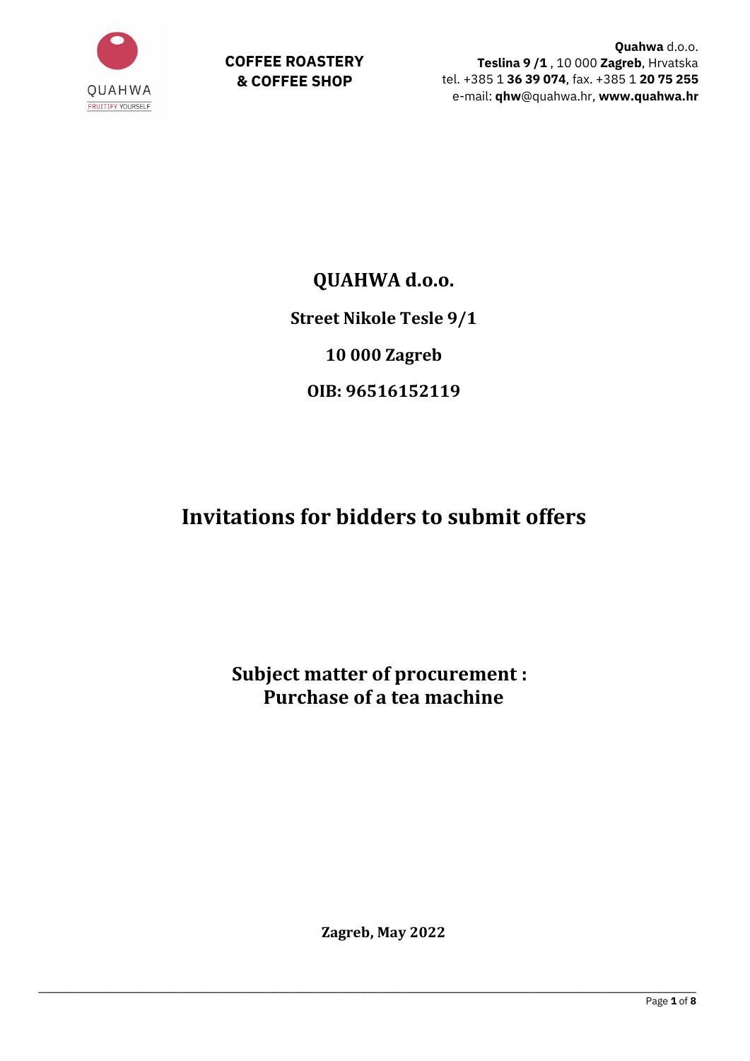QUAHWA

FRUITIFY YOURSELF

**COFFEE ROASTERY & COFFEE SHOP**

**Quahwa** d.o.o.
**Teslina 9 /1** , 10 000 **Zagreb**, Hrvatska
tel. +385 1 **36 39 074**, fax. +385 1 **20 75 255**
e-mail: **qhw**@quahwa.hr, **www.quahwa.hr**

**QUAHWA d.o.o.**

**Street Nikole Tesle 9/1**

**10 000 Zagreb**

**OIB: 96516152119**

# Invitations for bidders to submit offers

## Subject matter of procurement : Purchase of a tea machine

**Zagreb, May 2022**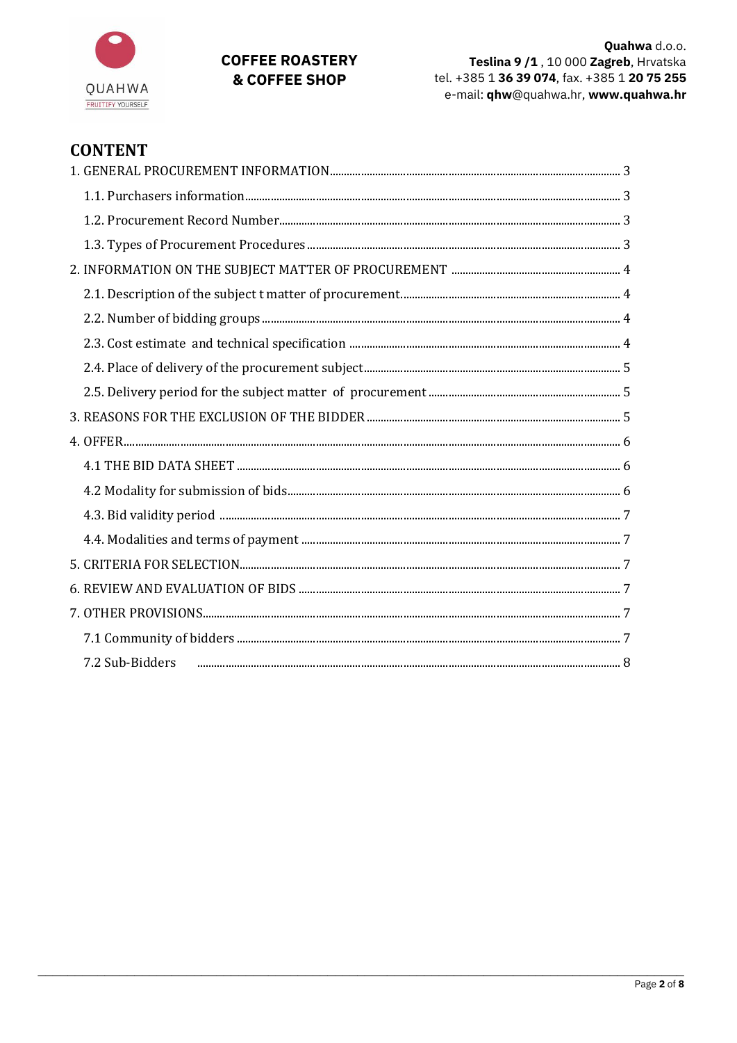# CONTENT

1. GENERAL PROCUREMENT INFORMATION ........ 3
   - 1.1. Purchasers information ........ 3
   - 1.2. Procurement Record Number ........ 3
   - 1.3. Types of Procurement Procedures ........ 3
2. INFORMATION ON THE SUBJECT MATTER OF PROCUREMENT ........ 4
   - 2.1. Description of the subject t matter of procurement ........ 4
   - 2.2. Number of bidding groups ........ 4
   - 2.3. Cost estimate and technical specification ........ 4
   - 2.4. Place of delivery of the procurement subject ........ 5
   - 2.5. Delivery period for the subject matter of procurement ........ 5
3. REASONS FOR THE EXCLUSION OF THE BIDDER ........ 5
4. OFFER ........ 6
   - 4.1 THE BID DATA SHEET ........ 6
   - 4.2 Modality for submission of bids ........ 6
   - 4.3. Bid validity period ........ 7
   - 4.4. Modalities and terms of payment ........ 7
5. CRITERIA FOR SELECTION ........ 7
6. REVIEW AND EVALUATION OF BIDS ........ 7
7. OTHER PROVISIONS ........ 7
   - 7.1 Community of bidders ........ 7
   - 7.2 Sub-Bidders ........ 8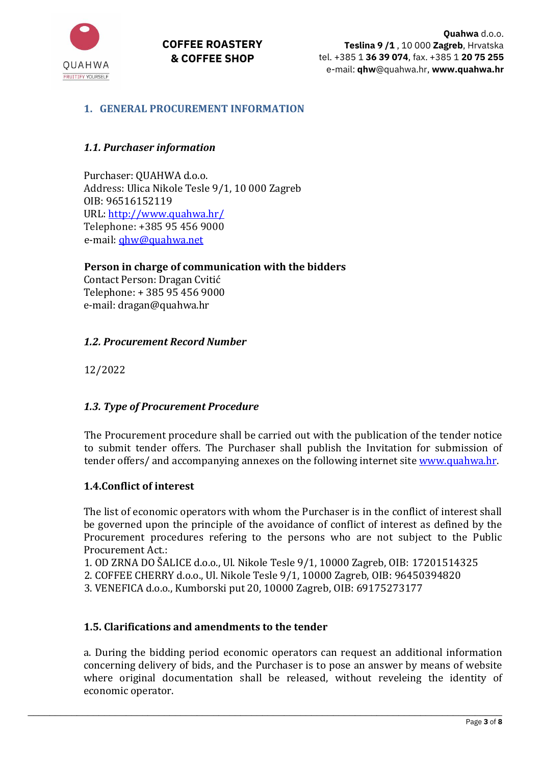## 1. GENERAL PROCUREMENT INFORMATION

### *1.1. Purchaser information*

Purchaser: QUAHWA d.o.o.
Address: Ulica Nikole Tesle 9/1, 10 000 Zagreb
OIB: 96516152119
URL: http://www.quahwa.hr/
Telephone: +385 95 456 9000
e-mail: qhw@quahwa.net

**Person in charge of communication with the bidders**
Contact Person: Dragan Cvitić
Telephone: + 385 95 456 9000
e-mail: dragan@quahwa.hr

### *1.2. Procurement Record Number*

12/2022

### *1.3. Type of Procurement Procedure*

The Procurement procedure shall be carried out with the publication of the tender notice to submit tender offers. The Purchaser shall publish the Invitation for submission of tender offers/ and accompanying annexes on the following internet site www.quahwa.hr.

### 1.4.Conflict of interest

The list of economic operators with whom the Purchaser is in the conflict of interest shall be governed upon the principle of the avoidance of conflict of interest as defined by the Procurement procedures refering to the persons who are not subject to the Public Procurement Act.:

1. OD ZRNA DO ŠALICE d.o.o., Ul. Nikole Tesle 9/1, 10000 Zagreb, OIB: 17201514325
2. COFFEE CHERRY d.o.o., Ul. Nikole Tesle 9/1, 10000 Zagreb, OIB: 96450394820
3. VENEFICA d.o.o., Kumborski put 20, 10000 Zagreb, OIB: 69175273177

### 1.5. Clarifications and amendments to the tender

a. During the bidding period economic operators can request an additional information concerning delivery of bids, and the Purchaser is to pose an answer by means of website where original documentation shall be released, without reveleing the identity of economic operator.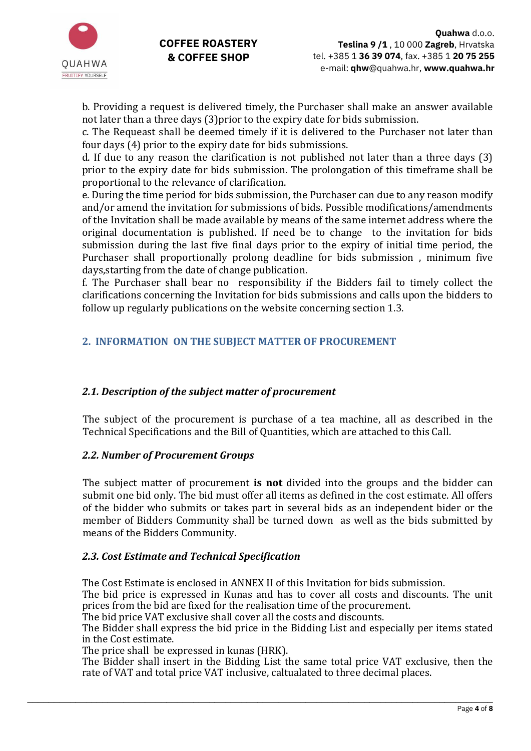b. Providing a request is delivered timely, the Purchaser shall make an answer available not later than a three days (3)prior to the expiry date for bids submission.
c. The Requeast shall be deemed timely if it is delivered to the Purchaser not later than four days (4) prior to the expiry date for bids submissions.
d. If due to any reason the clarification is not published not later than a three days (3) prior to the expiry date for bids submission. The prolongation of this timeframe shall be proportional to the relevance of clarification.
e. During the time period for bids submission, the Purchaser can due to any reason modify and/or amend the invitation for submissions of bids. Possible modifications/amendments of the Invitation shall be made available by means of the same internet address where the original documentation is published. If need be to change to the invitation for bids submission during the last five final days prior to the expiry of initial time period, the Purchaser shall proportionally prolong deadline for bids submission , minimum five days,starting from the date of change publication.
f. The Purchaser shall bear no responsibility if the Bidders fail to timely collect the clarifications concerning the Invitation for bids submissions and calls upon the bidders to follow up regularly publications on the website concerning section 1.3.

## 2. INFORMATION ON THE SUBJECT MATTER OF PROCUREMENT

### *2.1. Description of the subject matter of procurement*

The subject of the procurement is purchase of a tea machine, all as described in the Technical Specifications and the Bill of Quantities, which are attached to this Call.

### *2.2. Number of Procurement Groups*

The subject matter of procurement **is not** divided into the groups and the bidder can submit one bid only. The bid must offer all items as defined in the cost estimate. All offers of the bidder who submits or takes part in several bids as an independent bider or the member of Bidders Community shall be turned down as well as the bids submitted by means of the Bidders Community.

### *2.3. Cost Estimate and Technical Specification*

The Cost Estimate is enclosed in ANNEX II of this Invitation for bids submission.
The bid price is expressed in Kunas and has to cover all costs and discounts. The unit prices from the bid are fixed for the realisation time of the procurement.
The bid price VAT exclusive shall cover all the costs and discounts.
The Bidder shall express the bid price in the Bidding List and especially per items stated in the Cost estimate.
The price shall be expressed in kunas (HRK).
The Bidder shall insert in the Bidding List the same total price VAT exclusive, then the rate of VAT and total price VAT inclusive, caltualated to three decimal places.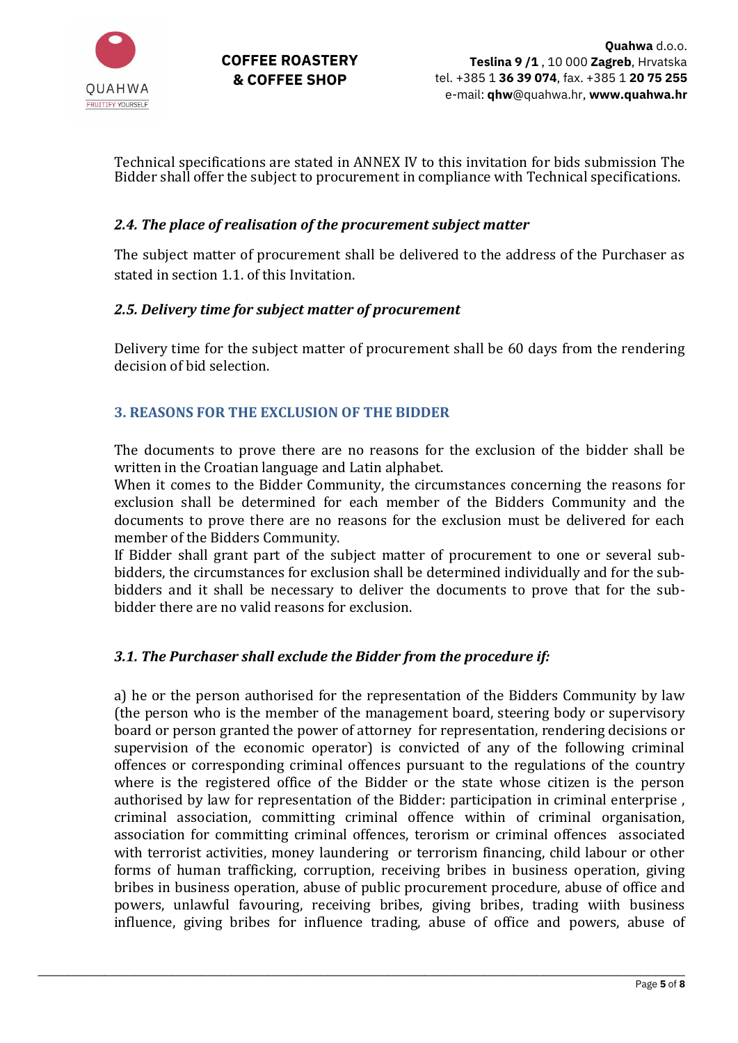Technical specifications are stated in ANNEX IV to this invitation for bids submission The Bidder shall offer the subject to procurement in compliance with Technical specifications.

### *2.4. The place of realisation of the procurement subject matter*

The subject matter of procurement shall be delivered to the address of the Purchaser as stated in section 1.1. of this Invitation.

### *2.5. Delivery time for subject matter of procurement*

Delivery time for the subject matter of procurement shall be 60 days from the rendering decision of bid selection.

## 3. REASONS FOR THE EXCLUSION OF THE BIDDER

The documents to prove there are no reasons for the exclusion of the bidder shall be written in the Croatian language and Latin alphabet.
When it comes to the Bidder Community, the circumstances concerning the reasons for exclusion shall be determined for each member of the Bidders Community and the documents to prove there are no reasons for the exclusion must be delivered for each member of the Bidders Community.
If Bidder shall grant part of the subject matter of procurement to one or several sub-bidders, the circumstances for exclusion shall be determined individually and for the sub-bidders and it shall be necessary to deliver the documents to prove that for the sub-bidder there are no valid reasons for exclusion.

### *3.1. The Purchaser shall exclude the Bidder from the procedure if:*

a) he or the person authorised for the representation of the Bidders Community by law (the person who is the member of the management board, steering body or supervisory board or person granted the power of attorney for representation, rendering decisions or supervision of the economic operator) is convicted of any of the following criminal offences or corresponding criminal offences pursuant to the regulations of the country where is the registered office of the Bidder or the state whose citizen is the person authorised by law for representation of the Bidder: participation in criminal enterprise , criminal association, committing criminal offence within of criminal organisation, association for committing criminal offences, terorism or criminal offences associated with terrorist activities, money laundering or terrorism financing, child labour or other forms of human trafficking, corruption, receiving bribes in business operation, giving bribes in business operation, abuse of public procurement procedure, abuse of office and powers, unlawful favouring, receiving bribes, giving bribes, trading wiith business influence, giving bribes for influence trading, abuse of office and powers, abuse of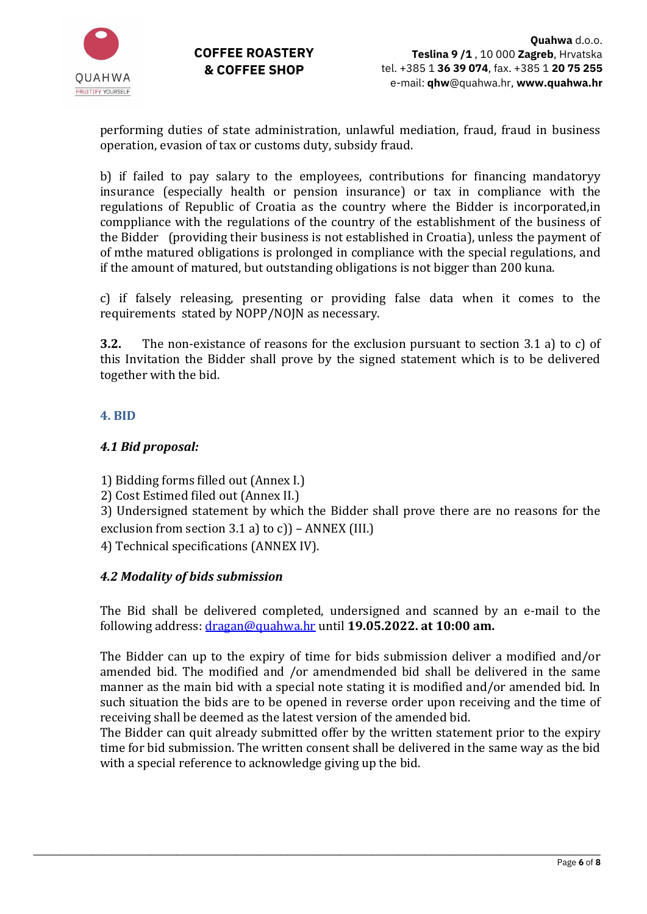performing duties of state administration, unlawful mediation, fraud, fraud in business operation, evasion of tax or customs duty, subsidy fraud.

b) if failed to pay salary to the employees, contributions for financing mandatoryy insurance (especially health or pension insurance) or tax in compliance with the regulations of Republic of Croatia as the country where the Bidder is incorporated,in comppliance with the regulations of the country of the establishment of the business of the Bidder (providing their business is not established in Croatia), unless the payment of of mthe matured obligations is prolonged in compliance with the special regulations, and if the amount of matured, but outstanding obligations is not bigger than 200 kuna.

c) if falsely releasing, presenting or providing false data when it comes to the requirements stated by NOPP/NOJN as necessary.

**3.2.** The non-existance of reasons for the exclusion pursuant to section 3.1 a) to c) of this Invitation the Bidder shall prove by the signed statement which is to be delivered together with the bid.

## 4. BID

### *4.1 Bid proposal:*

1) Bidding forms filled out (Annex I.)
2) Cost Estimed filed out (Annex II.)
3) Undersigned statement by which the Bidder shall prove there are no reasons for the exclusion from section 3.1 a) to c)) – ANNEX (III.)
4) Technical specifications (ANNEX IV).

### *4.2 Modality of bids submission*

The Bid shall be delivered completed, undersigned and scanned by an e-mail to the following address: dragan@quahwa.hr until **19.05.2022. at 10:00 am.**

The Bidder can up to the expiry of time for bids submission deliver a modified and/or amended bid. The modified and /or amendmended bid shall be delivered in the same manner as the main bid with a special note stating it is modified and/or amended bid. In such situation the bids are to be opened in reverse order upon receiving and the time of receiving shall be deemed as the latest version of the amended bid.
The Bidder can quit already submitted offer by the written statement prior to the expiry time for bid submission. The written consent shall be delivered in the same way as the bid with a special reference to acknowledge giving up the bid.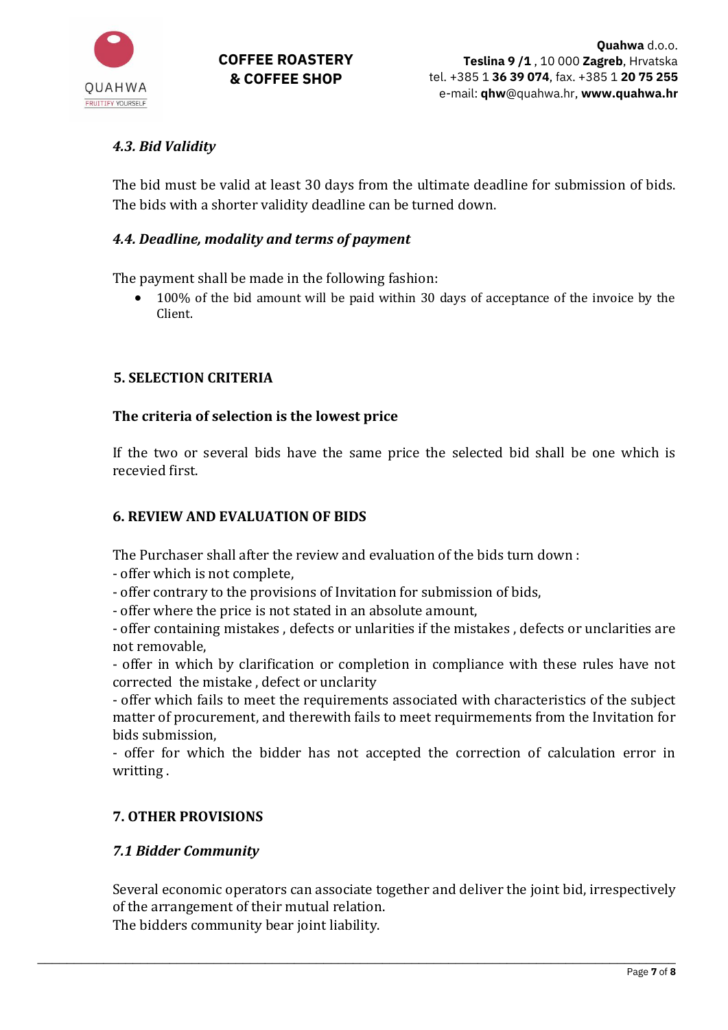### *4.3. Bid Validity*

The bid must be valid at least 30 days from the ultimate deadline for submission of bids. The bids with a shorter validity deadline can be turned down.

### *4.4. Deadline, modality and terms of payment*

The payment shall be made in the following fashion:

- 100% of the bid amount will be paid within 30 days of acceptance of the invoice by the Client.

## 5. SELECTION CRITERIA

**The criteria of selection is the lowest price**

If the two or several bids have the same price the selected bid shall be one which is recevied first.

## 6. REVIEW AND EVALUATION OF BIDS

The Purchaser shall after the review and evaluation of the bids turn down :

- offer which is not complete,
- offer contrary to the provisions of Invitation for submission of bids,
- offer where the price is not stated in an absolute amount,
- offer containing mistakes , defects or unlarities if the mistakes , defects or unclarities are not removable,
- offer in which by clarification or completion in compliance with these rules have not corrected the mistake , defect or unclarity
- offer which fails to meet the requirements associated with characteristics of the subject matter of procurement, and therewith fails to meet requirmements from the Invitation for bids submission,
- offer for which the bidder has not accepted the correction of calculation error in writting .

## 7. OTHER PROVISIONS

### *7.1 Bidder Community*

Several economic operators can associate together and deliver the joint bid, irrespectively of the arrangement of their mutual relation.
The bidders community bear joint liability.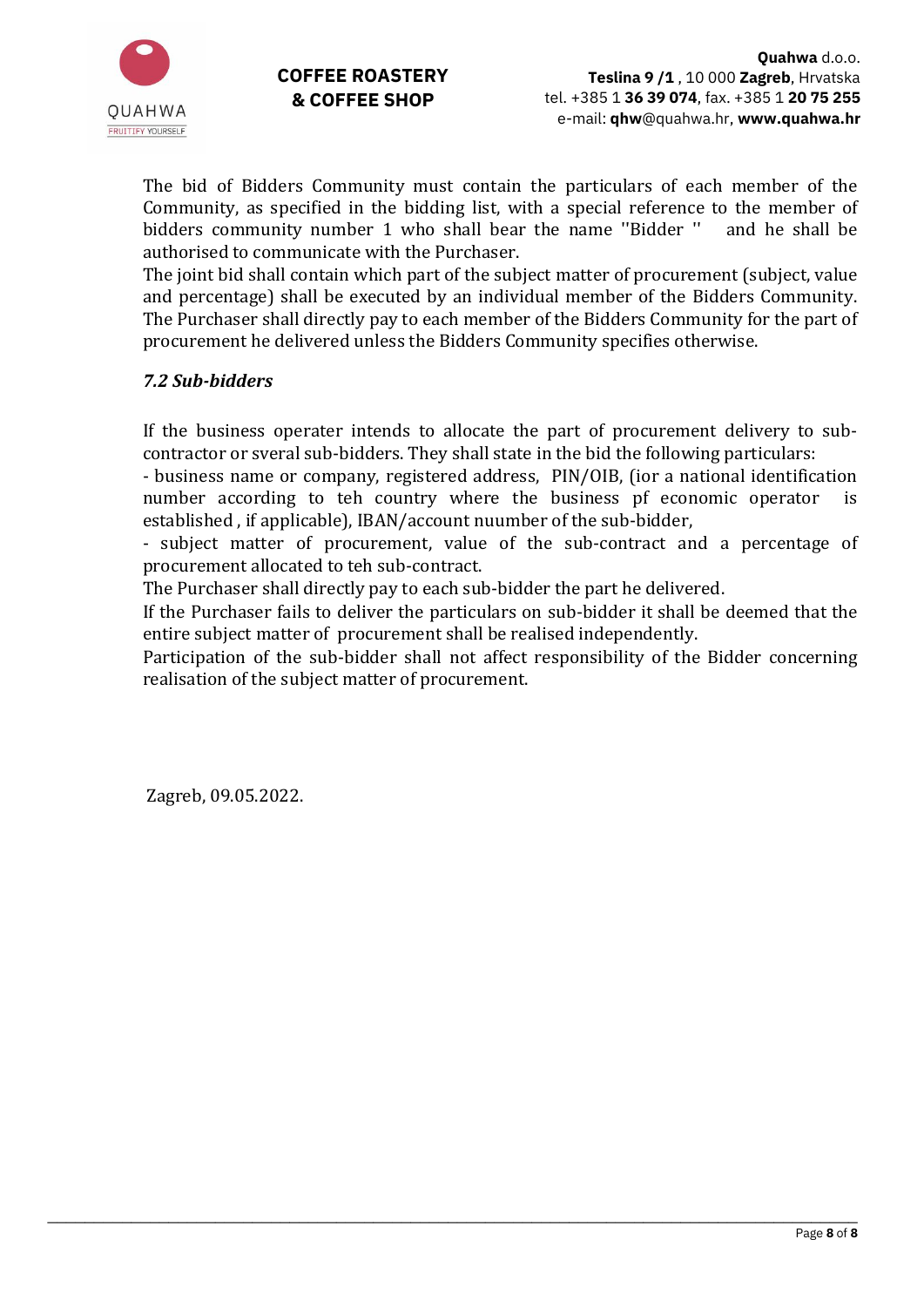The bid of Bidders Community must contain the particulars of each member of the Community, as specified in the bidding list, with a special reference to the member of bidders community number 1 who shall bear the name ''Bidder '' and he shall be authorised to communicate with the Purchaser.
The joint bid shall contain which part of the subject matter of procurement (subject, value and percentage) shall be executed by an individual member of the Bidders Community. The Purchaser shall directly pay to each member of the Bidders Community for the part of procurement he delivered unless the Bidders Community specifies otherwise.

### *7.2 Sub-bidders*

If the business operater intends to allocate the part of procurement delivery to sub-contractor or sveral sub-bidders. They shall state in the bid the following particulars:
- business name or company, registered address, PIN/OIB, (ior a national identification number according to teh country where the business pf economic operator is established , if applicable), IBAN/account nuumber of the sub-bidder,
- subject matter of procurement, value of the sub-contract and a percentage of procurement allocated to teh sub-contract.

The Purchaser shall directly pay to each sub-bidder the part he delivered.
If the Purchaser fails to deliver the particulars on sub-bidder it shall be deemed that the entire subject matter of procurement shall be realised independently.
Participation of the sub-bidder shall not affect responsibility of the Bidder concerning realisation of the subject matter of procurement.

Zagreb, 09.05.2022.